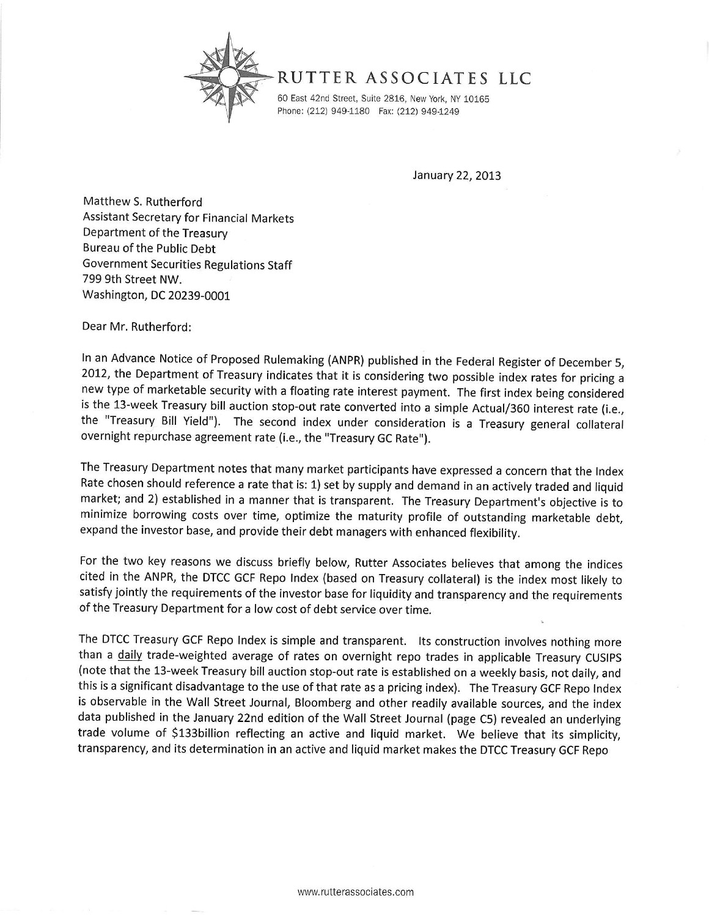# RUTTER ASSOCIATES LLC

60 East 42nd Street, Suite 2816, New York, NY 10165
Phone: (212) 949-1180 Fax: (212) 949-1249

January 22, 2013

Matthew S. Rutherford
Assistant Secretary for Financial Markets
Department of the Treasury
Bureau of the Public Debt
Government Securities Regulations Staff
799 9th Street NW.
Washington, DC 20239-0001

Dear Mr. Rutherford:

In an Advance Notice of Proposed Rulemaking (ANPR) published in the Federal Register of December 5, 2012, the Department of Treasury indicates that it is considering two possible index rates for pricing a new type of marketable security with a floating rate interest payment. The first index being considered is the 13-week Treasury bill auction stop-out rate converted into a simple Actual/360 interest rate (i.e., the "Treasury Bill Yield"). The second index under consideration is a Treasury general collateral overnight repurchase agreement rate (i.e., the "Treasury GC Rate").

The Treasury Department notes that many market participants have expressed a concern that the Index Rate chosen should reference a rate that is: 1) set by supply and demand in an actively traded and liquid market; and 2) established in a manner that is transparent. The Treasury Department's objective is to minimize borrowing costs over time, optimize the maturity profile of outstanding marketable debt, expand the investor base, and provide their debt managers with enhanced flexibility.

For the two key reasons we discuss briefly below, Rutter Associates believes that among the indices cited in the ANPR, the DTCC GCF Repo Index (based on Treasury collateral) is the index most likely to satisfy jointly the requirements of the investor base for liquidity and transparency and the requirements of the Treasury Department for a low cost of debt service over time.

The DTCC Treasury GCF Repo Index is simple and transparent. Its construction involves nothing more than a daily trade-weighted average of rates on overnight repo trades in applicable Treasury CUSIPS (note that the 13-week Treasury bill auction stop-out rate is established on a weekly basis, not daily, and this is a significant disadvantage to the use of that rate as a pricing index). The Treasury GCF Repo Index is observable in the Wall Street Journal, Bloomberg and other readily available sources, and the index data published in the January 22nd edition of the Wall Street Journal (page C5) revealed an underlying trade volume of $133billion reflecting an active and liquid market. We believe that its simplicity, transparency, and its determination in an active and liquid market makes the DTCC Treasury GCF Repo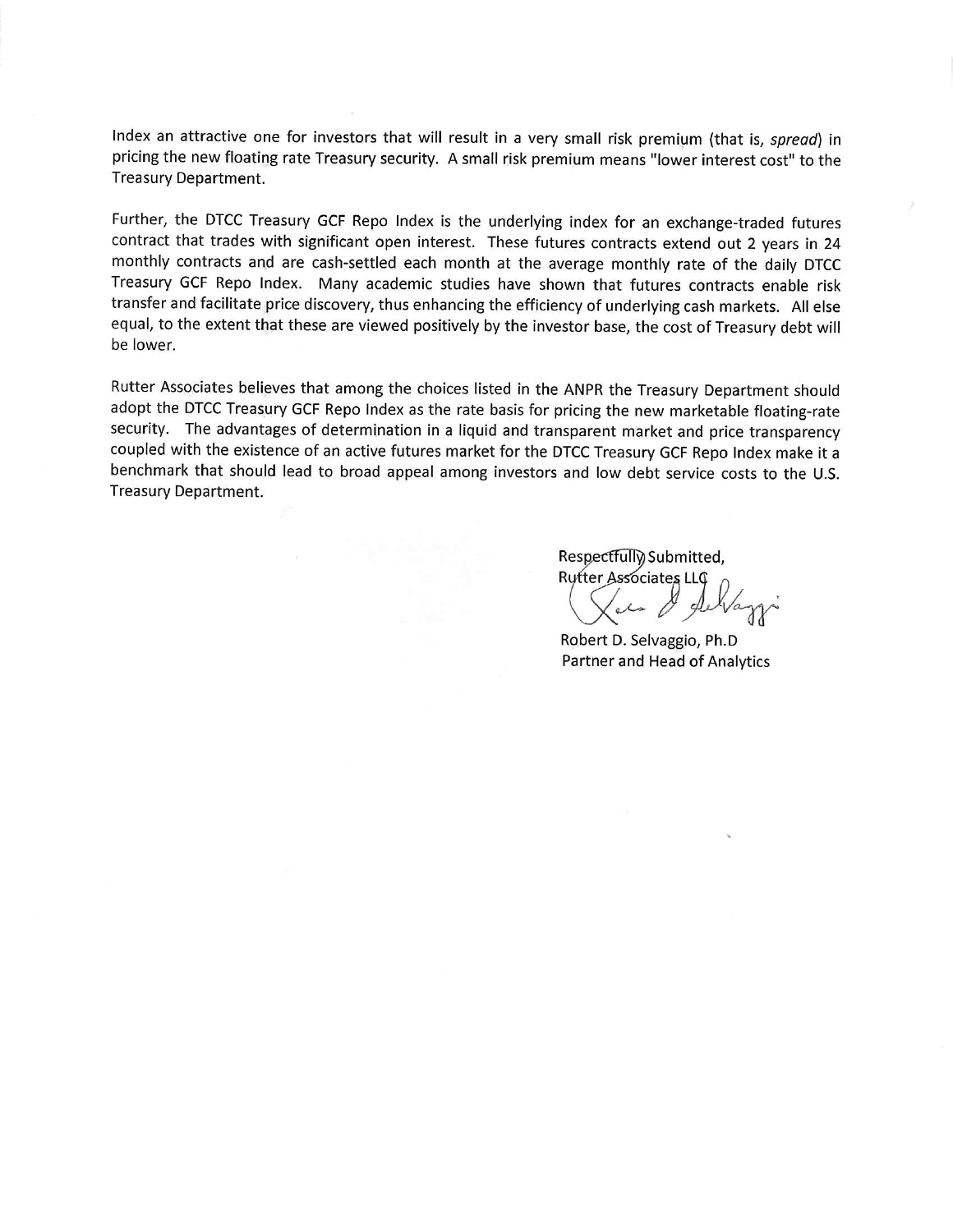Index an attractive one for investors that will result in a very small risk premium (that is, *spread*) in pricing the new floating rate Treasury security. A small risk premium means "lower interest cost" to the Treasury Department.

Further, the DTCC Treasury GCF Repo Index is the underlying index for an exchange-traded futures contract that trades with significant open interest. These futures contracts extend out 2 years in 24 monthly contracts and are cash-settled each month at the average monthly rate of the daily DTCC Treasury GCF Repo Index. Many academic studies have shown that futures contracts enable risk transfer and facilitate price discovery, thus enhancing the efficiency of underlying cash markets. All else equal, to the extent that these are viewed positively by the investor base, the cost of Treasury debt will be lower.

Rutter Associates believes that among the choices listed in the ANPR the Treasury Department should adopt the DTCC Treasury GCF Repo Index as the rate basis for pricing the new marketable floating-rate security. The advantages of determination in a liquid and transparent market and price transparency coupled with the existence of an active futures market for the DTCC Treasury GCF Repo Index make it a benchmark that should lead to broad appeal among investors and low debt service costs to the U.S. Treasury Department.

Respectfully Submitted,
Rutter Associates LLC

Robert D. Selvaggio, Ph.D
Partner and Head of Analytics